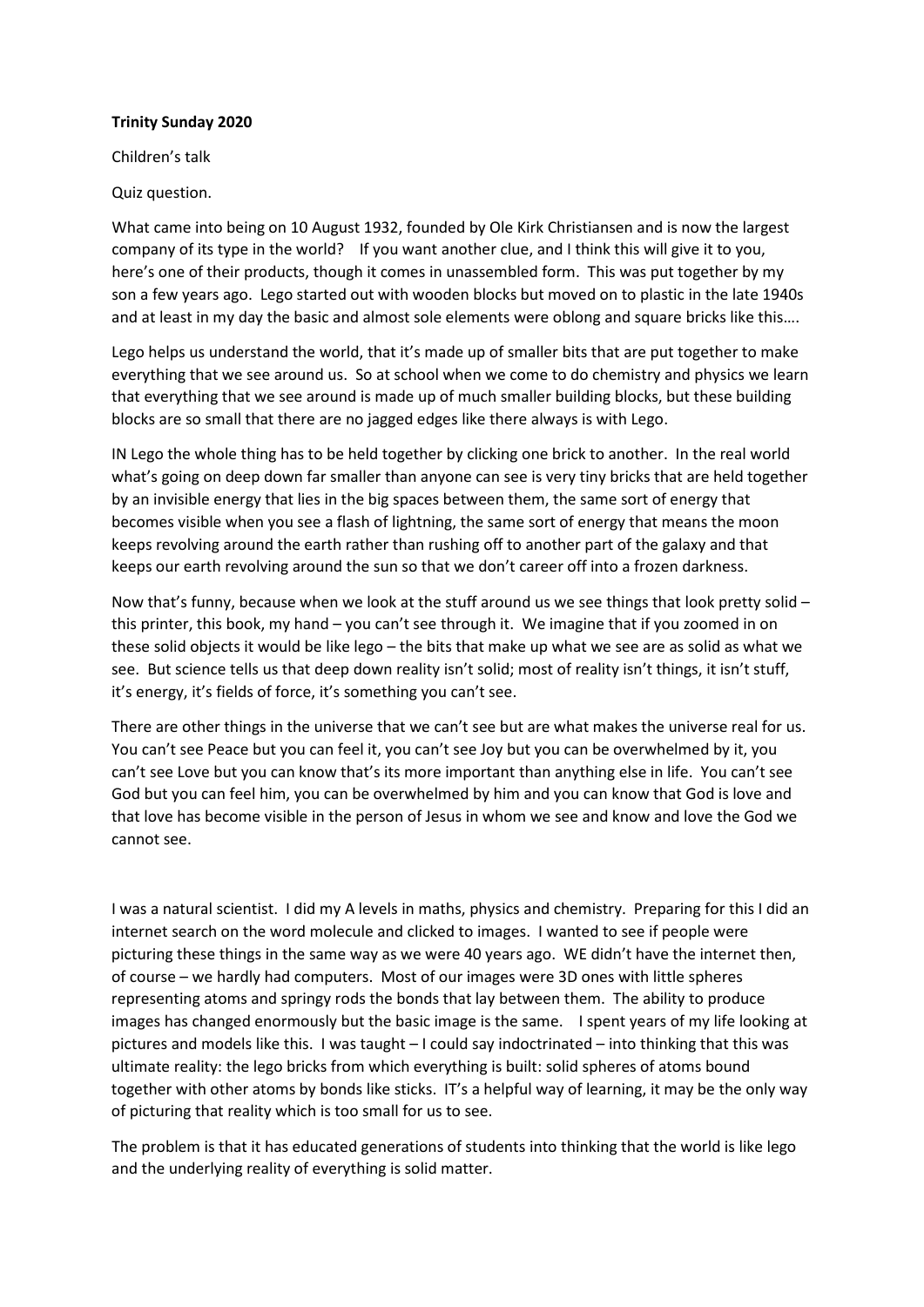**Trinity Sunday 2020**

Children's talk

Quiz question.

What came into being on 10 August 1932, founded by Ole Kirk Christiansen and is now the largest company of its type in the world? If you want another clue, and I think this will give it to you, here's one of their products, though it comes in unassembled form. This was put together by my son a few years ago. Lego started out with wooden blocks but moved on to plastic in the late 1940s and at least in my day the basic and almost sole elements were oblong and square bricks like this….

Lego helps us understand the world, that it's made up of smaller bits that are put together to make everything that we see around us. So at school when we come to do chemistry and physics we learn that everything that we see around is made up of much smaller building blocks, but these building blocks are so small that there are no jagged edges like there always is with Lego.

IN Lego the whole thing has to be held together by clicking one brick to another. In the real world what's going on deep down far smaller than anyone can see is very tiny bricks that are held together by an invisible energy that lies in the big spaces between them, the same sort of energy that becomes visible when you see a flash of lightning, the same sort of energy that means the moon keeps revolving around the earth rather than rushing off to another part of the galaxy and that keeps our earth revolving around the sun so that we don't career off into a frozen darkness.

Now that's funny, because when we look at the stuff around us we see things that look pretty solid – this printer, this book, my hand – you can't see through it. We imagine that if you zoomed in on these solid objects it would be like lego – the bits that make up what we see are as solid as what we see. But science tells us that deep down reality isn't solid; most of reality isn't things, it isn't stuff, it's energy, it's fields of force, it's something you can't see.

There are other things in the universe that we can't see but are what makes the universe real for us. You can't see Peace but you can feel it, you can't see Joy but you can be overwhelmed by it, you can't see Love but you can know that's its more important than anything else in life. You can't see God but you can feel him, you can be overwhelmed by him and you can know that God is love and that love has become visible in the person of Jesus in whom we see and know and love the God we cannot see.

I was a natural scientist. I did my A levels in maths, physics and chemistry. Preparing for this I did an internet search on the word molecule and clicked to images. I wanted to see if people were picturing these things in the same way as we were 40 years ago. WE didn't have the internet then, of course – we hardly had computers. Most of our images were 3D ones with little spheres representing atoms and springy rods the bonds that lay between them. The ability to produce images has changed enormously but the basic image is the same. I spent years of my life looking at pictures and models like this. I was taught – I could say indoctrinated – into thinking that this was ultimate reality: the lego bricks from which everything is built: solid spheres of atoms bound together with other atoms by bonds like sticks. IT's a helpful way of learning, it may be the only way of picturing that reality which is too small for us to see.

The problem is that it has educated generations of students into thinking that the world is like lego and the underlying reality of everything is solid matter.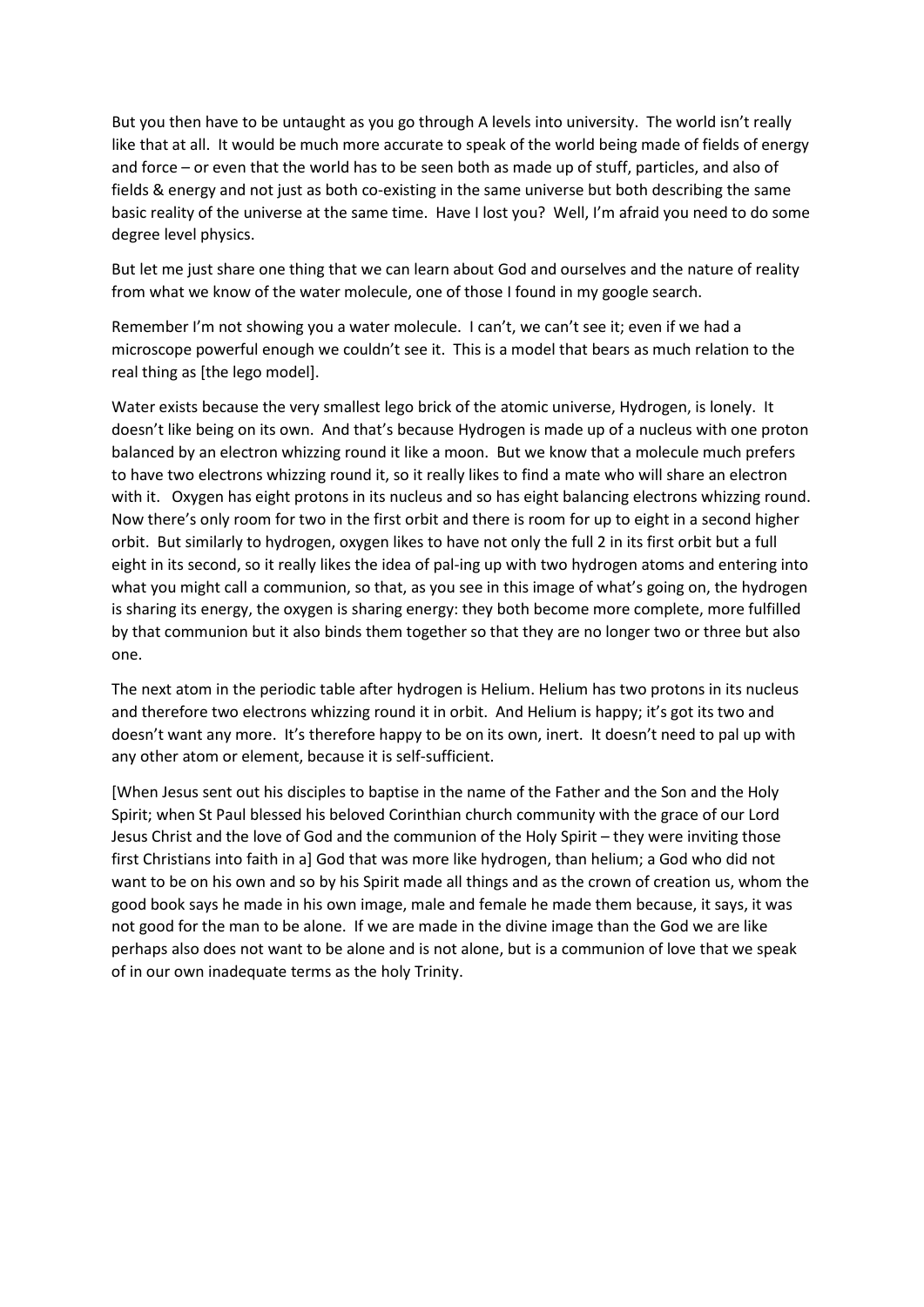But you then have to be untaught as you go through A levels into university. The world isn't really like that at all. It would be much more accurate to speak of the world being made of fields of energy and force – or even that the world has to be seen both as made up of stuff, particles, and also of fields & energy and not just as both co-existing in the same universe but both describing the same basic reality of the universe at the same time. Have I lost you? Well, I'm afraid you need to do some degree level physics.

But let me just share one thing that we can learn about God and ourselves and the nature of reality from what we know of the water molecule, one of those I found in my google search.

Remember I'm not showing you a water molecule. I can't, we can't see it; even if we had a microscope powerful enough we couldn't see it. This is a model that bears as much relation to the real thing as [the lego model].

Water exists because the very smallest lego brick of the atomic universe, Hydrogen, is lonely. It doesn't like being on its own. And that's because Hydrogen is made up of a nucleus with one proton balanced by an electron whizzing round it like a moon. But we know that a molecule much prefers to have two electrons whizzing round it, so it really likes to find a mate who will share an electron with it. Oxygen has eight protons in its nucleus and so has eight balancing electrons whizzing round. Now there's only room for two in the first orbit and there is room for up to eight in a second higher orbit. But similarly to hydrogen, oxygen likes to have not only the full 2 in its first orbit but a full eight in its second, so it really likes the idea of pal-ing up with two hydrogen atoms and entering into what you might call a communion, so that, as you see in this image of what's going on, the hydrogen is sharing its energy, the oxygen is sharing energy: they both become more complete, more fulfilled by that communion but it also binds them together so that they are no longer two or three but also one.

The next atom in the periodic table after hydrogen is Helium. Helium has two protons in its nucleus and therefore two electrons whizzing round it in orbit. And Helium is happy; it's got its two and doesn't want any more. It's therefore happy to be on its own, inert. It doesn't need to pal up with any other atom or element, because it is self-sufficient.

[When Jesus sent out his disciples to baptise in the name of the Father and the Son and the Holy Spirit; when St Paul blessed his beloved Corinthian church community with the grace of our Lord Jesus Christ and the love of God and the communion of the Holy Spirit – they were inviting those first Christians into faith in a] God that was more like hydrogen, than helium; a God who did not want to be on his own and so by his Spirit made all things and as the crown of creation us, whom the good book says he made in his own image, male and female he made them because, it says, it was not good for the man to be alone. If we are made in the divine image than the God we are like perhaps also does not want to be alone and is not alone, but is a communion of love that we speak of in our own inadequate terms as the holy Trinity.